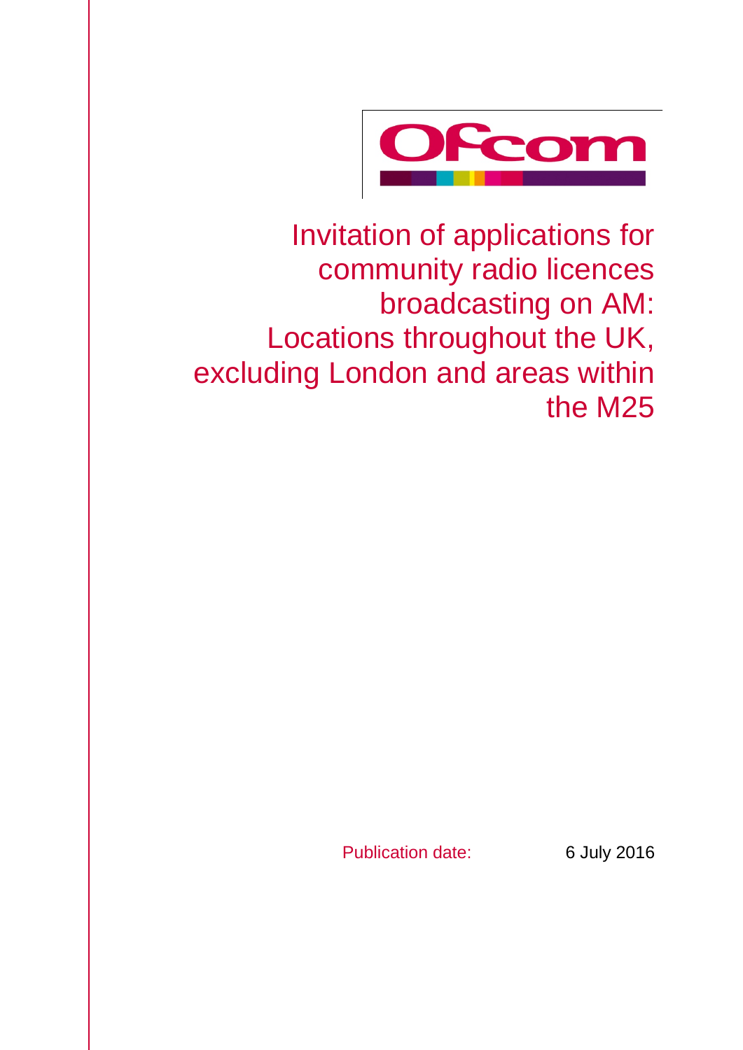# Invitation of applications for community radio licences broadcasting on AM: Locations throughout the UK, excluding London and areas within the M25

Publication date: 6 July 2016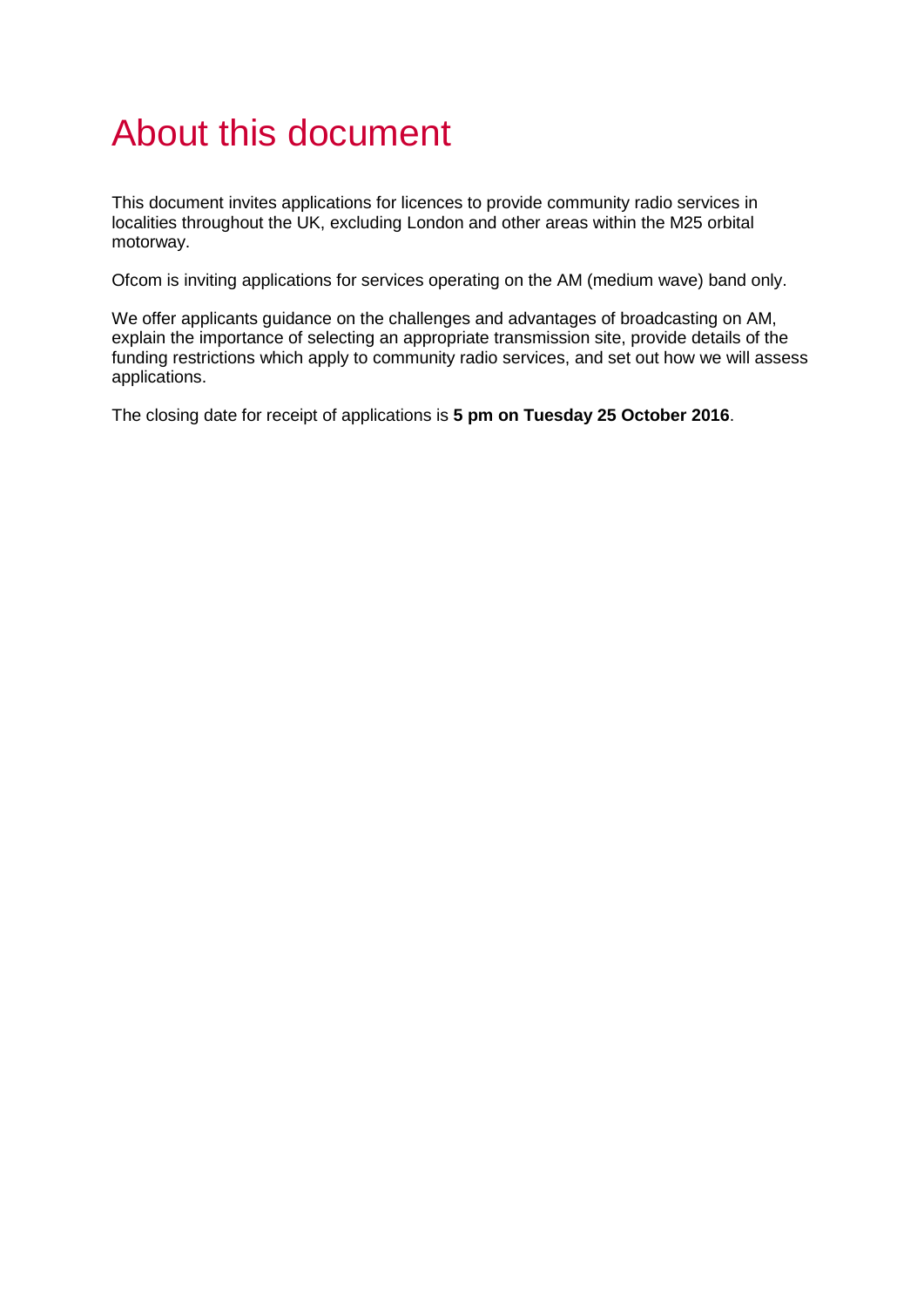# About this document

This document invites applications for licences to provide community radio services in localities throughout the UK, excluding London and other areas within the M25 orbital motorway.

Ofcom is inviting applications for services operating on the AM (medium wave) band only.

We offer applicants guidance on the challenges and advantages of broadcasting on AM, explain the importance of selecting an appropriate transmission site, provide details of the funding restrictions which apply to community radio services, and set out how we will assess applications.

The closing date for receipt of applications is **5 pm on Tuesday 25 October 2016**.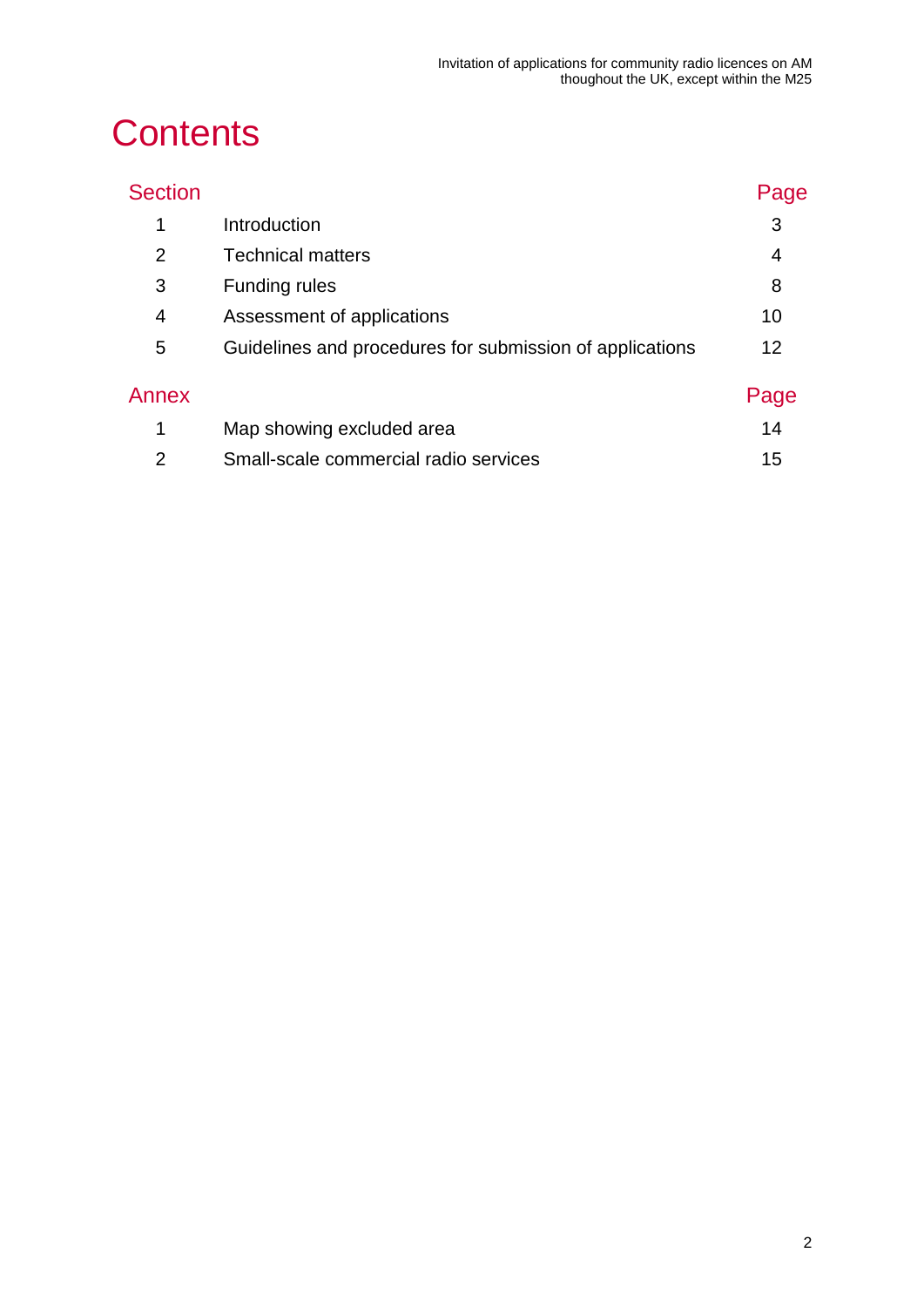# Contents

| Section | | Page |
|---|---|---|
| 1 | Introduction | 3 |
| 2 | Technical matters | 4 |
| 3 | Funding rules | 8 |
| 4 | Assessment of applications | 10 |
| 5 | Guidelines and procedures for submission of applications | 12 |

| Annex | | Page |
|---|---|---|
| 1 | Map showing excluded area | 14 |
| 2 | Small-scale commercial radio services | 15 |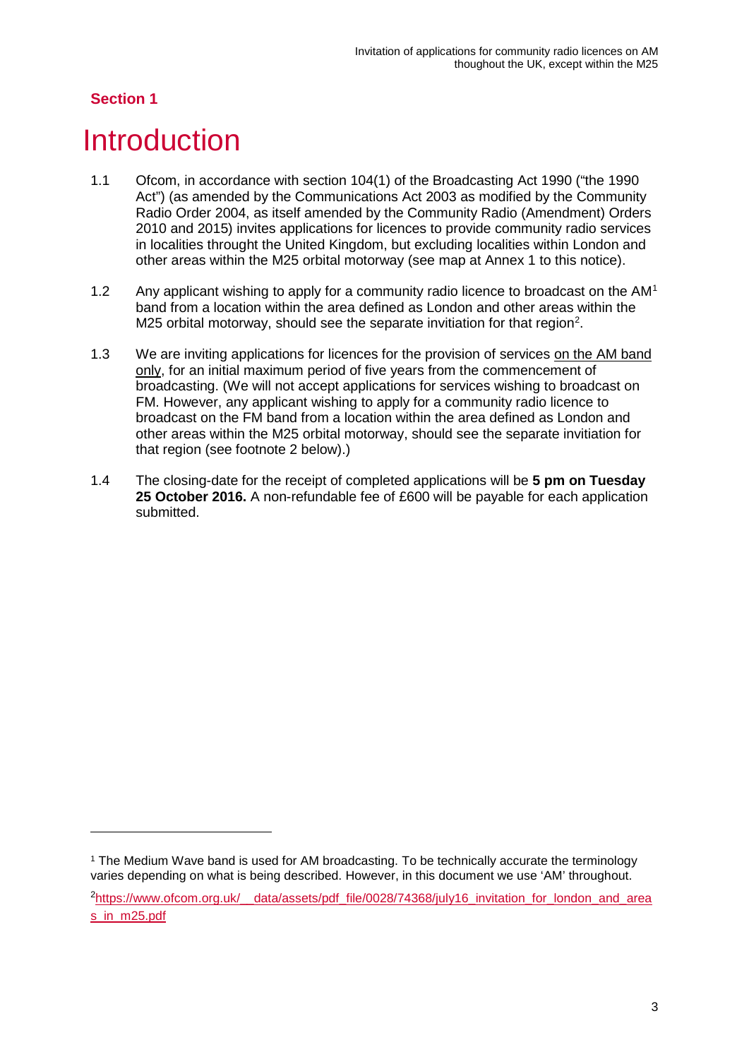**Section 1**

# Introduction

1.1 Ofcom, in accordance with section 104(1) of the Broadcasting Act 1990 ("the 1990 Act") (as amended by the Communications Act 2003 as modified by the Community Radio Order 2004, as itself amended by the Community Radio (Amendment) Orders 2010 and 2015) invites applications for licences to provide community radio services in localities throught the United Kingdom, but excluding localities within London and other areas within the M25 orbital motorway (see map at Annex 1 to this notice).

1.2 Any applicant wishing to apply for a community radio licence to broadcast on the AM[1] band from a location within the area defined as London and other areas within the M25 orbital motorway, should see the separate invitation for that region[2].

1.3 We are inviting applications for licences for the provision of services on the AM band only, for an initial maximum period of five years from the commencement of broadcasting. (We will not accept applications for services wishing to broadcast on FM. However, any applicant wishing to apply for a community radio licence to broadcast on the FM band from a location within the area defined as London and other areas within the M25 orbital motorway, should see the separate invitation for that region (see footnote 2 below).)

1.4 The closing-date for the receipt of completed applications will be **5 pm on Tuesday 25 October 2016.** A non-refundable fee of £600 will be payable for each application submitted.

---

[1] The Medium Wave band is used for AM broadcasting. To be technically accurate the terminology varies depending on what is being described. However, in this document we use 'AM' throughout.

[2] https://www.ofcom.org.uk/__data/assets/pdf_file/0028/74368/july16_invitation_for_london_and_areas_in_m25.pdf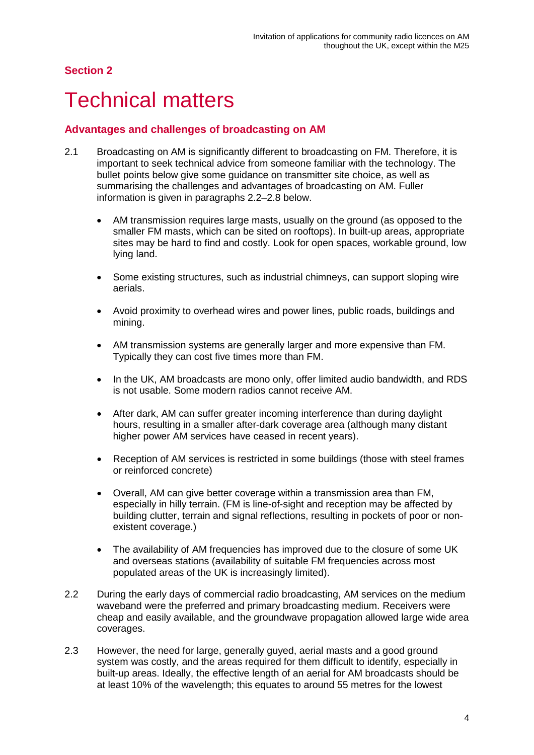## Section 2

# Technical matters

### Advantages and challenges of broadcasting on AM

2.1 Broadcasting on AM is significantly different to broadcasting on FM. Therefore, it is important to seek technical advice from someone familiar with the technology. The bullet points below give some guidance on transmitter site choice, as well as summarising the challenges and advantages of broadcasting on AM. Fuller information is given in paragraphs 2.2–2.8 below.

- AM transmission requires large masts, usually on the ground (as opposed to the smaller FM masts, which can be sited on rooftops). In built-up areas, appropriate sites may be hard to find and costly. Look for open spaces, workable ground, low lying land.
- Some existing structures, such as industrial chimneys, can support sloping wire aerials.
- Avoid proximity to overhead wires and power lines, public roads, buildings and mining.
- AM transmission systems are generally larger and more expensive than FM. Typically they can cost five times more than FM.
- In the UK, AM broadcasts are mono only, offer limited audio bandwidth, and RDS is not usable. Some modern radios cannot receive AM.
- After dark, AM can suffer greater incoming interference than during daylight hours, resulting in a smaller after-dark coverage area (although many distant higher power AM services have ceased in recent years).
- Reception of AM services is restricted in some buildings (those with steel frames or reinforced concrete)
- Overall, AM can give better coverage within a transmission area than FM, especially in hilly terrain. (FM is line-of-sight and reception may be affected by building clutter, terrain and signal reflections, resulting in pockets of poor or non-existent coverage.)
- The availability of AM frequencies has improved due to the closure of some UK and overseas stations (availability of suitable FM frequencies across most populated areas of the UK is increasingly limited).

2.2 During the early days of commercial radio broadcasting, AM services on the medium waveband were the preferred and primary broadcasting medium. Receivers were cheap and easily available, and the groundwave propagation allowed large wide area coverages.

2.3 However, the need for large, generally guyed, aerial masts and a good ground system was costly, and the areas required for them difficult to identify, especially in built-up areas. Ideally, the effective length of an aerial for AM broadcasts should be at least 10% of the wavelength; this equates to around 55 metres for the lowest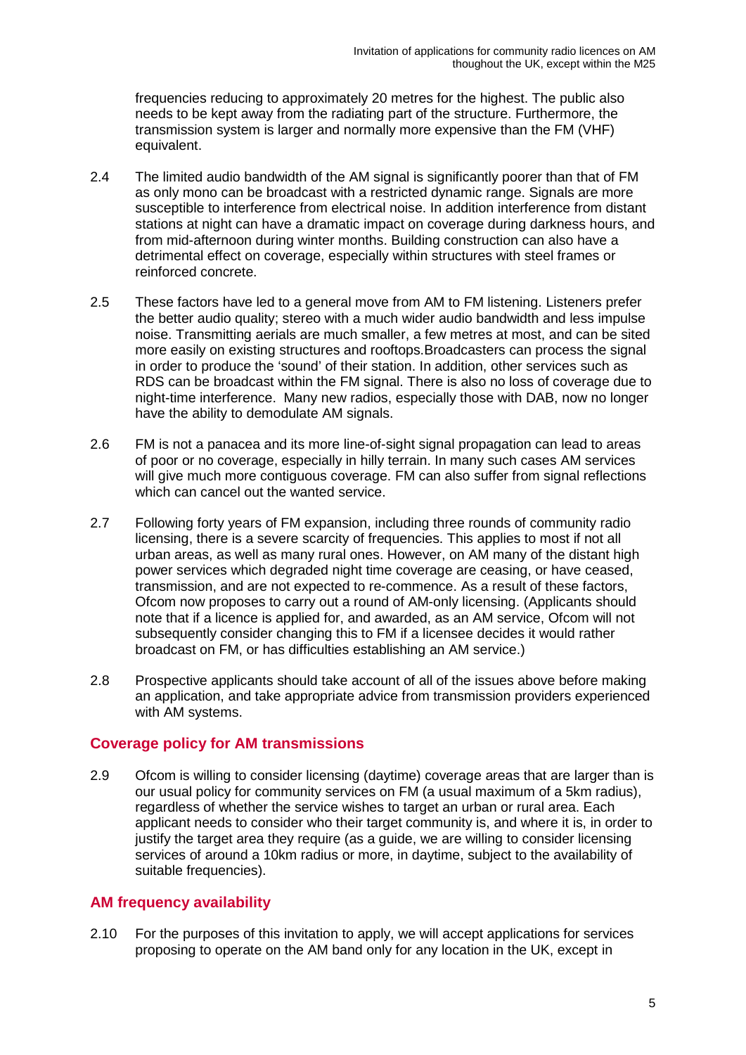frequencies reducing to approximately 20 metres for the highest. The public also needs to be kept away from the radiating part of the structure. Furthermore, the transmission system is larger and normally more expensive than the FM (VHF) equivalent.

2.4 The limited audio bandwidth of the AM signal is significantly poorer than that of FM as only mono can be broadcast with a restricted dynamic range. Signals are more susceptible to interference from electrical noise. In addition interference from distant stations at night can have a dramatic impact on coverage during darkness hours, and from mid-afternoon during winter months. Building construction can also have a detrimental effect on coverage, especially within structures with steel frames or reinforced concrete.

2.5 These factors have led to a general move from AM to FM listening. Listeners prefer the better audio quality; stereo with a much wider audio bandwidth and less impulse noise. Transmitting aerials are much smaller, a few metres at most, and can be sited more easily on existing structures and rooftops.Broadcasters can process the signal in order to produce the 'sound' of their station. In addition, other services such as RDS can be broadcast within the FM signal. There is also no loss of coverage due to night-time interference. Many new radios, especially those with DAB, now no longer have the ability to demodulate AM signals.

2.6 FM is not a panacea and its more line-of-sight signal propagation can lead to areas of poor or no coverage, especially in hilly terrain. In many such cases AM services will give much more contiguous coverage. FM can also suffer from signal reflections which can cancel out the wanted service.

2.7 Following forty years of FM expansion, including three rounds of community radio licensing, there is a severe scarcity of frequencies. This applies to most if not all urban areas, as well as many rural ones. However, on AM many of the distant high power services which degraded night time coverage are ceasing, or have ceased, transmission, and are not expected to re-commence. As a result of these factors, Ofcom now proposes to carry out a round of AM-only licensing. (Applicants should note that if a licence is applied for, and awarded, as an AM service, Ofcom will not subsequently consider changing this to FM if a licensee decides it would rather broadcast on FM, or has difficulties establishing an AM service.)

2.8 Prospective applicants should take account of all of the issues above before making an application, and take appropriate advice from transmission providers experienced with AM systems.

## Coverage policy for AM transmissions

2.9 Ofcom is willing to consider licensing (daytime) coverage areas that are larger than is our usual policy for community services on FM (a usual maximum of a 5km radius), regardless of whether the service wishes to target an urban or rural area. Each applicant needs to consider who their target community is, and where it is, in order to justify the target area they require (as a guide, we are willing to consider licensing services of around a 10km radius or more, in daytime, subject to the availability of suitable frequencies).

## AM frequency availability

2.10 For the purposes of this invitation to apply, we will accept applications for services proposing to operate on the AM band only for any location in the UK, except in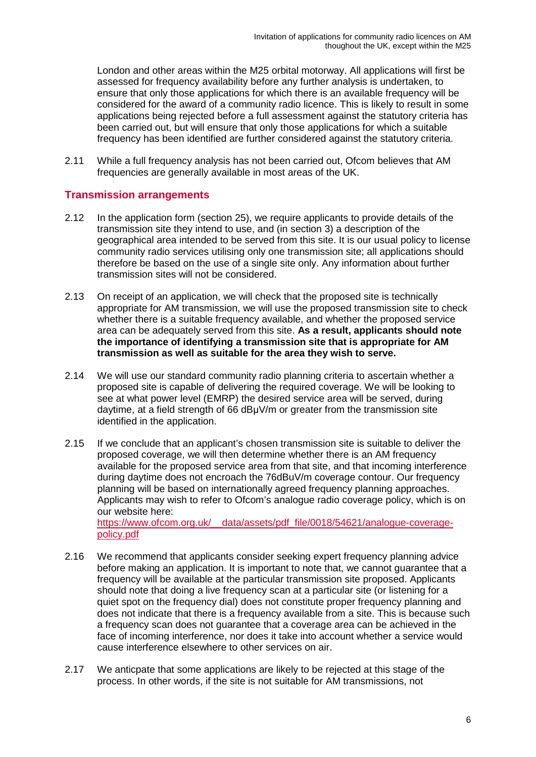London and other areas within the M25 orbital motorway. All applications will first be assessed for frequency availability before any further analysis is undertaken, to ensure that only those applications for which there is an available frequency will be considered for the award of a community radio licence. This is likely to result in some applications being rejected before a full assessment against the statutory criteria has been carried out, but will ensure that only those applications for which a suitable frequency has been identified are further considered against the statutory criteria.

2.11 While a full frequency analysis has not been carried out, Ofcom believes that AM frequencies are generally available in most areas of the UK.

## Transmission arrangements

2.12 In the application form (section 25), we require applicants to provide details of the transmission site they intend to use, and (in section 3) a description of the geographical area intended to be served from this site. It is our usual policy to license community radio services utilising only one transmission site; all applications should therefore be based on the use of a single site only. Any information about further transmission sites will not be considered.

2.13 On receipt of an application, we will check that the proposed site is technically appropriate for AM transmission, we will use the proposed transmission site to check whether there is a suitable frequency available, and whether the proposed service area can be adequately served from this site. **As a result, applicants should note the importance of identifying a transmission site that is appropriate for AM transmission as well as suitable for the area they wish to serve.**

2.14 We will use our standard community radio planning criteria to ascertain whether a proposed site is capable of delivering the required coverage. We will be looking to see at what power level (EMRP) the desired service area will be served, during daytime, at a field strength of 66 dBμV/m or greater from the transmission site identified in the application.

2.15 If we conclude that an applicant's chosen transmission site is suitable to deliver the proposed coverage, we will then determine whether there is an AM frequency available for the proposed service area from that site, and that incoming interference during daytime does not encroach the 76dBuV/m coverage contour. Our frequency planning will be based on internationally agreed frequency planning approaches. Applicants may wish to refer to Ofcom's analogue radio coverage policy, which is on our website here: [https://www.ofcom.org.uk/__data/assets/pdf_file/0018/54621/analogue-coverage-policy.pdf](https://www.ofcom.org.uk/__data/assets/pdf_file/0018/54621/analogue-coverage-policy.pdf)

2.16 We recommend that applicants consider seeking expert frequency planning advice before making an application. It is important to note that, we cannot guarantee that a frequency will be available at the particular transmission site proposed. Applicants should note that doing a live frequency scan at a particular site (or listening for a quiet spot on the frequency dial) does not constitute proper frequency planning and does not indicate that there is a frequency available from a site. This is because such a frequency scan does not guarantee that a coverage area can be achieved in the face of incoming interference, nor does it take into account whether a service would cause interference elsewhere to other services on air.

2.17 We anticpate that some applications are likely to be rejected at this stage of the process. In other words, if the site is not suitable for AM transmissions, not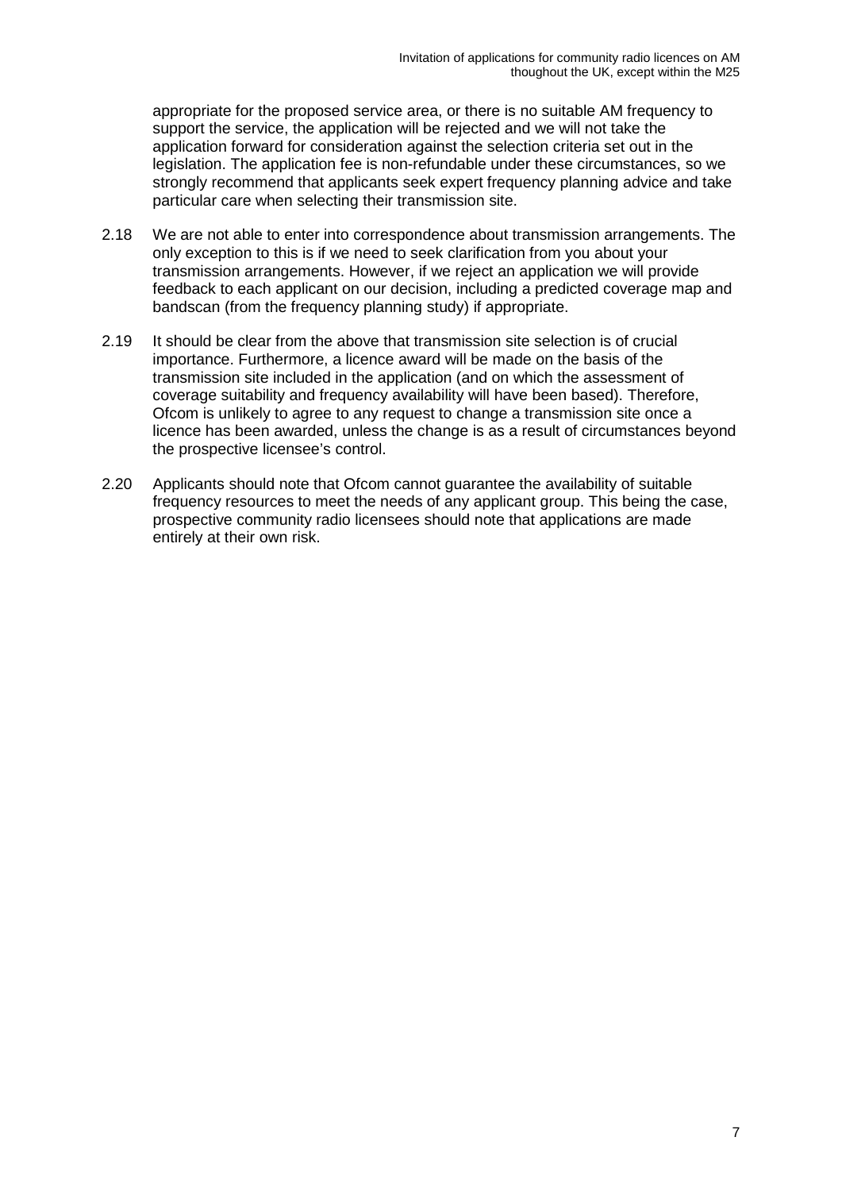appropriate for the proposed service area, or there is no suitable AM frequency to support the service, the application will be rejected and we will not take the application forward for consideration against the selection criteria set out in the legislation. The application fee is non-refundable under these circumstances, so we strongly recommend that applicants seek expert frequency planning advice and take particular care when selecting their transmission site.

2.18 We are not able to enter into correspondence about transmission arrangements. The only exception to this is if we need to seek clarification from you about your transmission arrangements. However, if we reject an application we will provide feedback to each applicant on our decision, including a predicted coverage map and bandscan (from the frequency planning study) if appropriate.

2.19 It should be clear from the above that transmission site selection is of crucial importance. Furthermore, a licence award will be made on the basis of the transmission site included in the application (and on which the assessment of coverage suitability and frequency availability will have been based). Therefore, Ofcom is unlikely to agree to any request to change a transmission site once a licence has been awarded, unless the change is as a result of circumstances beyond the prospective licensee's control.

2.20 Applicants should note that Ofcom cannot guarantee the availability of suitable frequency resources to meet the needs of any applicant group. This being the case, prospective community radio licensees should note that applications are made entirely at their own risk.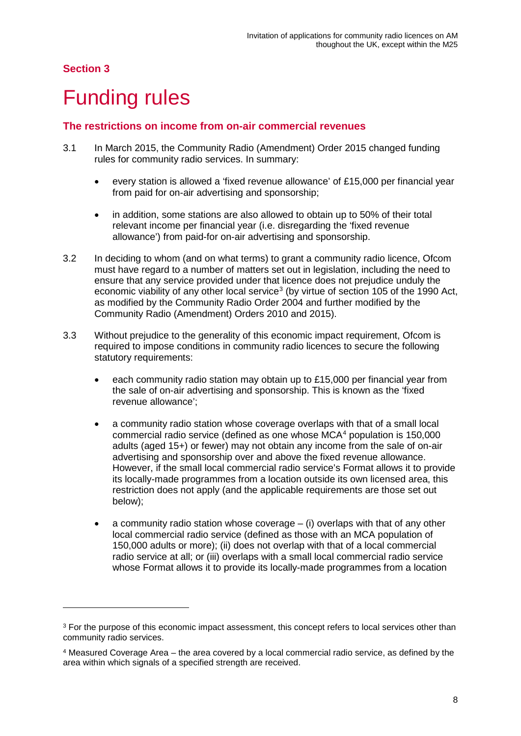## Section 3

# Funding rules

### The restrictions on income from on-air commercial revenues

3.1 In March 2015, the Community Radio (Amendment) Order 2015 changed funding rules for community radio services. In summary:

- every station is allowed a 'fixed revenue allowance' of £15,000 per financial year from paid for on-air advertising and sponsorship;
- in addition, some stations are also allowed to obtain up to 50% of their total relevant income per financial year (i.e. disregarding the 'fixed revenue allowance') from paid-for on-air advertising and sponsorship.

3.2 In deciding to whom (and on what terms) to grant a community radio licence, Ofcom must have regard to a number of matters set out in legislation, including the need to ensure that any service provided under that licence does not prejudice unduly the economic viability of any other local service[3] (by virtue of section 105 of the 1990 Act, as modified by the Community Radio Order 2004 and further modified by the Community Radio (Amendment) Orders 2010 and 2015).

3.3 Without prejudice to the generality of this economic impact requirement, Ofcom is required to impose conditions in community radio licences to secure the following statutory requirements:

- each community radio station may obtain up to £15,000 per financial year from the sale of on-air advertising and sponsorship. This is known as the 'fixed revenue allowance';
- a community radio station whose coverage overlaps with that of a small local commercial radio service (defined as one whose MCA[4] population is 150,000 adults (aged 15+) or fewer) may not obtain any income from the sale of on-air advertising and sponsorship over and above the fixed revenue allowance. However, if the small local commercial radio service's Format allows it to provide its locally-made programmes from a location outside its own licensed area, this restriction does not apply (and the applicable requirements are those set out below);
- a community radio station whose coverage – (i) overlaps with that of any other local commercial radio service (defined as those with an MCA population of 150,000 adults or more); (ii) does not overlap with that of a local commercial radio service at all; or (iii) overlaps with a small local commercial radio service whose Format allows it to provide its locally-made programmes from a location

[3] For the purpose of this economic impact assessment, this concept refers to local services other than community radio services.

[4] Measured Coverage Area – the area covered by a local commercial radio service, as defined by the area within which signals of a specified strength are received.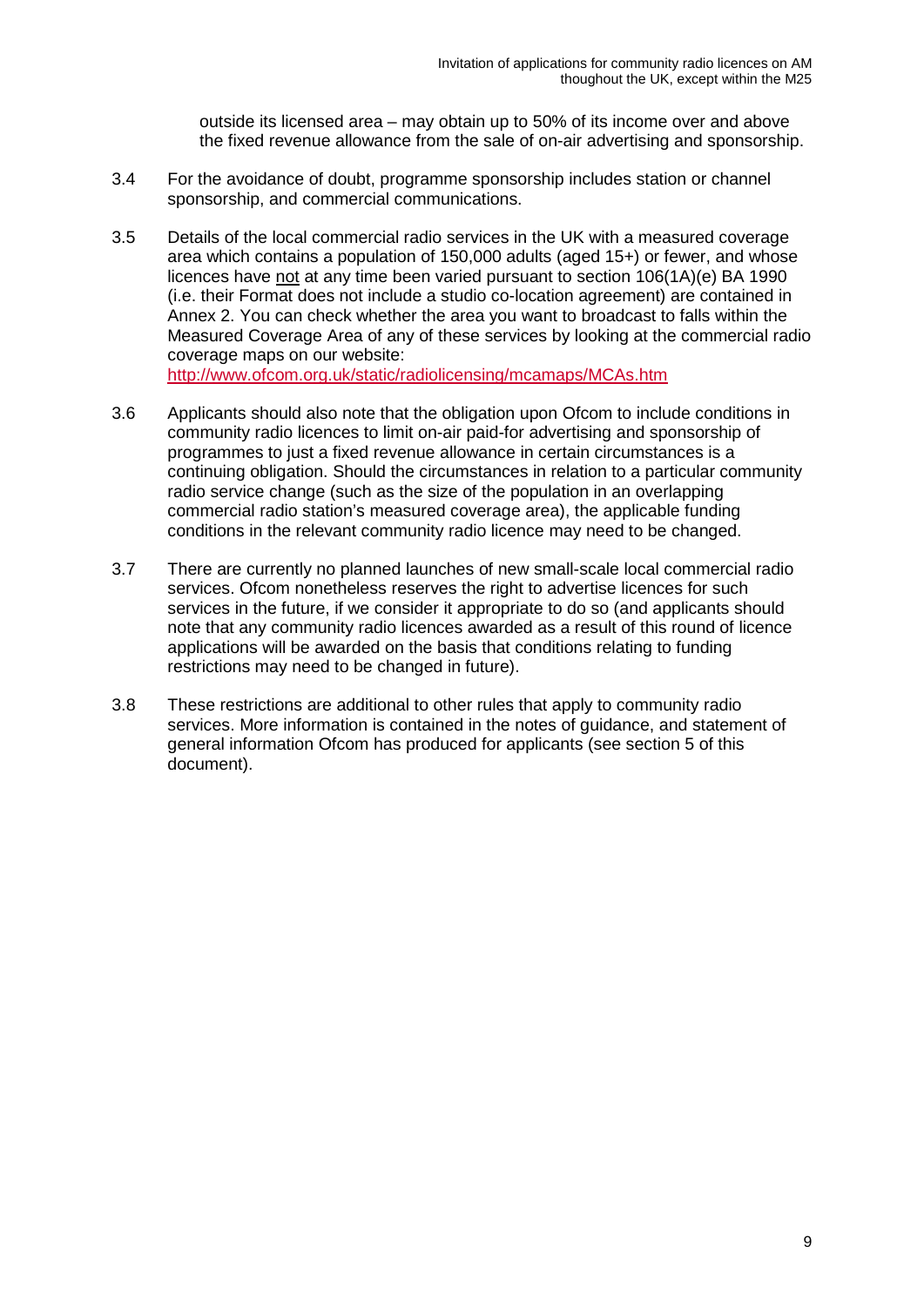outside its licensed area – may obtain up to 50% of its income over and above the fixed revenue allowance from the sale of on-air advertising and sponsorship.

3.4 For the avoidance of doubt, programme sponsorship includes station or channel sponsorship, and commercial communications.

3.5 Details of the local commercial radio services in the UK with a measured coverage area which contains a population of 150,000 adults (aged 15+) or fewer, and whose licences have not at any time been varied pursuant to section 106(1A)(e) BA 1990 (i.e. their Format does not include a studio co-location agreement) are contained in Annex 2. You can check whether the area you want to broadcast to falls within the Measured Coverage Area of any of these services by looking at the commercial radio coverage maps on our website: http://www.ofcom.org.uk/static/radiolicensing/mcamaps/MCAs.htm

3.6 Applicants should also note that the obligation upon Ofcom to include conditions in community radio licences to limit on-air paid-for advertising and sponsorship of programmes to just a fixed revenue allowance in certain circumstances is a continuing obligation. Should the circumstances in relation to a particular community radio service change (such as the size of the population in an overlapping commercial radio station's measured coverage area), the applicable funding conditions in the relevant community radio licence may need to be changed.

3.7 There are currently no planned launches of new small-scale local commercial radio services. Ofcom nonetheless reserves the right to advertise licences for such services in the future, if we consider it appropriate to do so (and applicants should note that any community radio licences awarded as a result of this round of licence applications will be awarded on the basis that conditions relating to funding restrictions may need to be changed in future).

3.8 These restrictions are additional to other rules that apply to community radio services. More information is contained in the notes of guidance, and statement of general information Ofcom has produced for applicants (see section 5 of this document).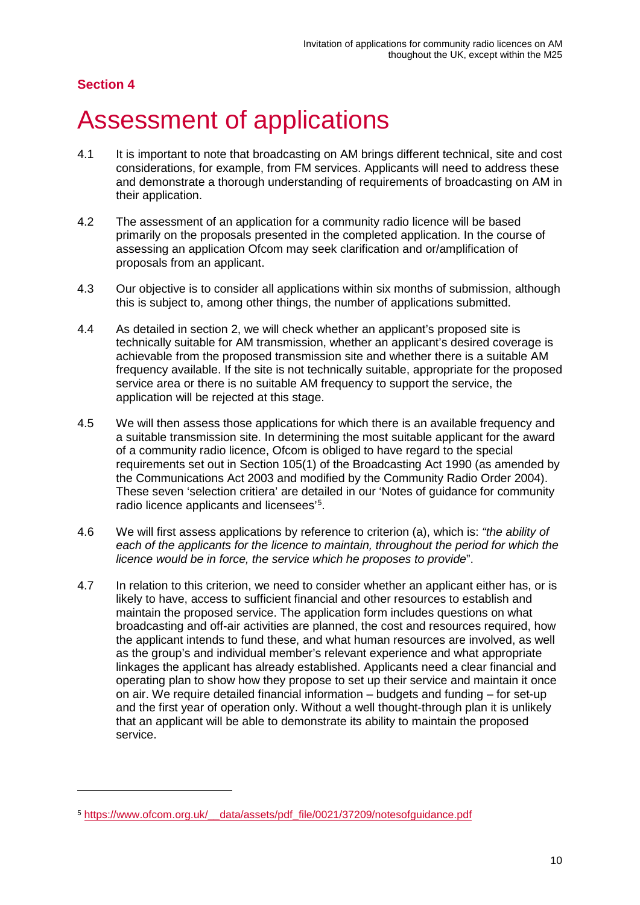**Section 4**

# Assessment of applications

4.1 It is important to note that broadcasting on AM brings different technical, site and cost considerations, for example, from FM services. Applicants will need to address these and demonstrate a thorough understanding of requirements of broadcasting on AM in their application.

4.2 The assessment of an application for a community radio licence will be based primarily on the proposals presented in the completed application. In the course of assessing an application Ofcom may seek clarification and or/amplification of proposals from an applicant.

4.3 Our objective is to consider all applications within six months of submission, although this is subject to, among other things, the number of applications submitted.

4.4 As detailed in section 2, we will check whether an applicant's proposed site is technically suitable for AM transmission, whether an applicant's desired coverage is achievable from the proposed transmission site and whether there is a suitable AM frequency available. If the site is not technically suitable, appropriate for the proposed service area or there is no suitable AM frequency to support the service, the application will be rejected at this stage.

4.5 We will then assess those applications for which there is an available frequency and a suitable transmission site. In determining the most suitable applicant for the award of a community radio licence, Ofcom is obliged to have regard to the special requirements set out in Section 105(1) of the Broadcasting Act 1990 (as amended by the Communications Act 2003 and modified by the Community Radio Order 2004). These seven 'selection critiera' are detailed in our 'Notes of guidance for community radio licence applicants and licensees'[5].

4.6 We will first assess applications by reference to criterion (a), which is: *"the ability of each of the applicants for the licence to maintain, throughout the period for which the licence would be in force, the service which he proposes to provide*".

4.7 In relation to this criterion, we need to consider whether an applicant either has, or is likely to have, access to sufficient financial and other resources to establish and maintain the proposed service. The application form includes questions on what broadcasting and off-air activities are planned, the cost and resources required, how the applicant intends to fund these, and what human resources are involved, as well as the group's and individual member's relevant experience and what appropriate linkages the applicant has already established. Applicants need a clear financial and operating plan to show how they propose to set up their service and maintain it once on air. We require detailed financial information – budgets and funding – for set-up and the first year of operation only. Without a well thought-through plan it is unlikely that an applicant will be able to demonstrate its ability to maintain the proposed service.

---

[5] https://www.ofcom.org.uk/__data/assets/pdf_file/0021/37209/notesofguidance.pdf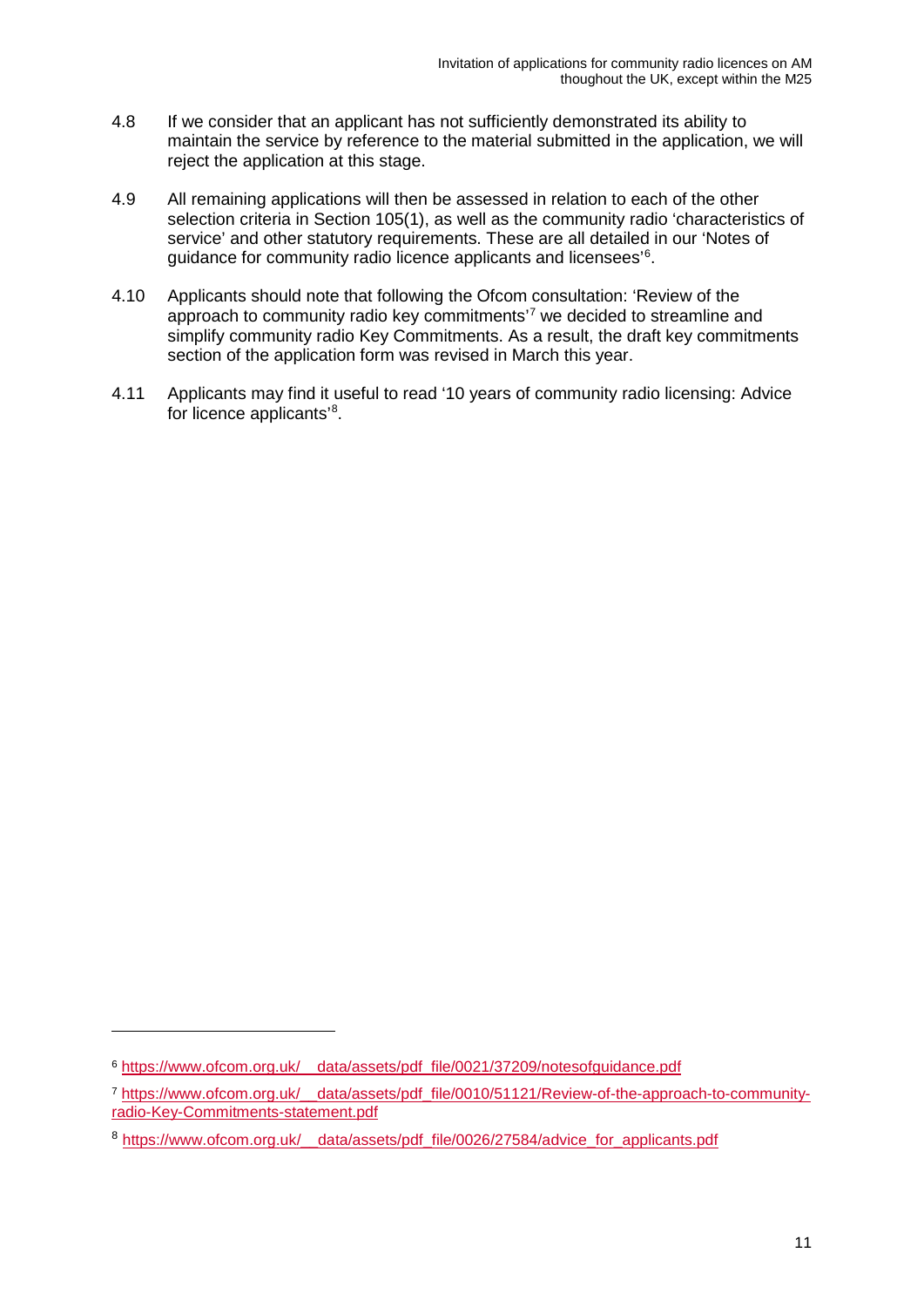4.8 If we consider that an applicant has not sufficiently demonstrated its ability to maintain the service by reference to the material submitted in the application, we will reject the application at this stage.

4.9 All remaining applications will then be assessed in relation to each of the other selection criteria in Section 105(1), as well as the community radio 'characteristics of service' and other statutory requirements. These are all detailed in our 'Notes of guidance for community radio licence applicants and licensees'[6].

4.10 Applicants should note that following the Ofcom consultation: 'Review of the approach to community radio key commitments'[7] we decided to streamline and simplify community radio Key Commitments. As a result, the draft key commitments section of the application form was revised in March this year.

4.11 Applicants may find it useful to read '10 years of community radio licensing: Advice for licence applicants'[8].

---

[6] https://www.ofcom.org.uk/__data/assets/pdf_file/0021/37209/notesofguidance.pdf

[7] https://www.ofcom.org.uk/__data/assets/pdf_file/0010/51121/Review-of-the-approach-to-community-radio-Key-Commitments-statement.pdf

[8] https://www.ofcom.org.uk/__data/assets/pdf_file/0026/27584/advice_for_applicants.pdf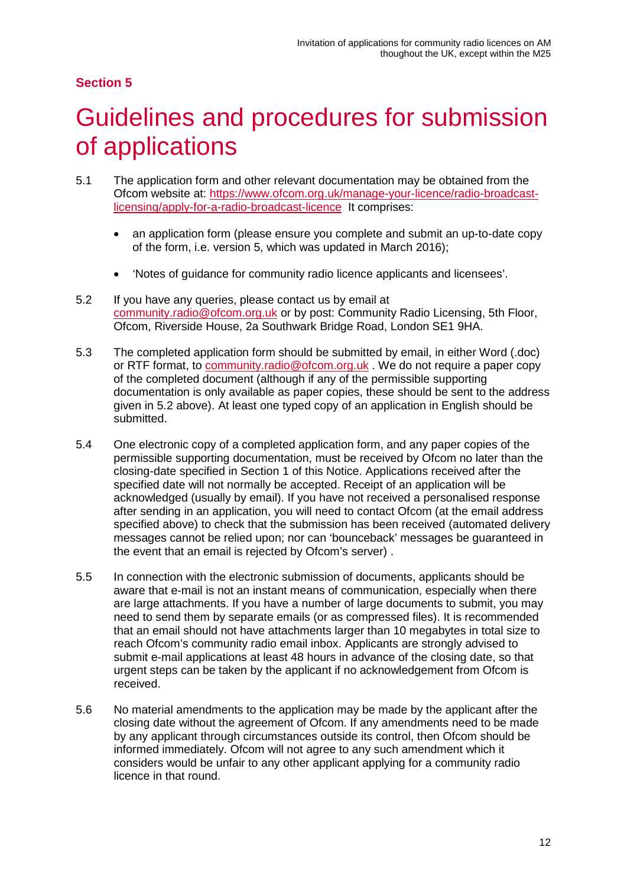## Section 5

# Guidelines and procedures for submission of applications

5.1 The application form and other relevant documentation may be obtained from the Ofcom website at: [https://www.ofcom.org.uk/manage-your-licence/radio-broadcast-licensing/apply-for-a-radio-broadcast-licence](https://www.ofcom.org.uk/manage-your-licence/radio-broadcast-licensing/apply-for-a-radio-broadcast-licence) It comprises:

- an application form (please ensure you complete and submit an up-to-date copy of the form, i.e. version 5, which was updated in March 2016);
- 'Notes of guidance for community radio licence applicants and licensees'.

5.2 If you have any queries, please contact us by email at community.radio@ofcom.org.uk or by post: Community Radio Licensing, 5th Floor, Ofcom, Riverside House, 2a Southwark Bridge Road, London SE1 9HA.

5.3 The completed application form should be submitted by email, in either Word (.doc) or RTF format, to community.radio@ofcom.org.uk . We do not require a paper copy of the completed document (although if any of the permissible supporting documentation is only available as paper copies, these should be sent to the address given in 5.2 above). At least one typed copy of an application in English should be submitted.

5.4 One electronic copy of a completed application form, and any paper copies of the permissible supporting documentation, must be received by Ofcom no later than the closing-date specified in Section 1 of this Notice. Applications received after the specified date will not normally be accepted. Receipt of an application will be acknowledged (usually by email). If you have not received a personalised response after sending in an application, you will need to contact Ofcom (at the email address specified above) to check that the submission has been received (automated delivery messages cannot be relied upon; nor can 'bounceback' messages be guaranteed in the event that an email is rejected by Ofcom's server) .

5.5 In connection with the electronic submission of documents, applicants should be aware that e-mail is not an instant means of communication, especially when there are large attachments. If you have a number of large documents to submit, you may need to send them by separate emails (or as compressed files). It is recommended that an email should not have attachments larger than 10 megabytes in total size to reach Ofcom's community radio email inbox. Applicants are strongly advised to submit e-mail applications at least 48 hours in advance of the closing date, so that urgent steps can be taken by the applicant if no acknowledgement from Ofcom is received.

5.6 No material amendments to the application may be made by the applicant after the closing date without the agreement of Ofcom. If any amendments need to be made by any applicant through circumstances outside its control, then Ofcom should be informed immediately. Ofcom will not agree to any such amendment which it considers would be unfair to any other applicant applying for a community radio licence in that round.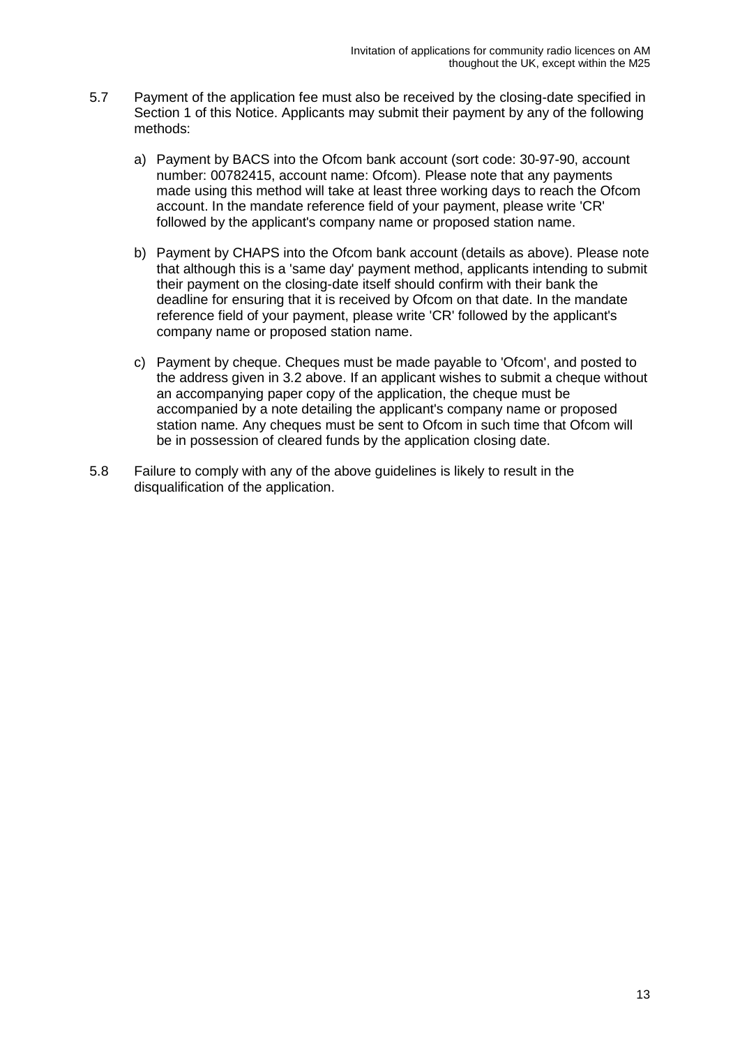5.7 Payment of the application fee must also be received by the closing-date specified in Section 1 of this Notice. Applicants may submit their payment by any of the following methods:

a) Payment by BACS into the Ofcom bank account (sort code: 30-97-90, account number: 00782415, account name: Ofcom). Please note that any payments made using this method will take at least three working days to reach the Ofcom account. In the mandate reference field of your payment, please write 'CR' followed by the applicant's company name or proposed station name.

b) Payment by CHAPS into the Ofcom bank account (details as above). Please note that although this is a 'same day' payment method, applicants intending to submit their payment on the closing-date itself should confirm with their bank the deadline for ensuring that it is received by Ofcom on that date. In the mandate reference field of your payment, please write 'CR' followed by the applicant's company name or proposed station name.

c) Payment by cheque. Cheques must be made payable to 'Ofcom', and posted to the address given in 3.2 above. If an applicant wishes to submit a cheque without an accompanying paper copy of the application, the cheque must be accompanied by a note detailing the applicant's company name or proposed station name. Any cheques must be sent to Ofcom in such time that Ofcom will be in possession of cleared funds by the application closing date.

5.8 Failure to comply with any of the above guidelines is likely to result in the disqualification of the application.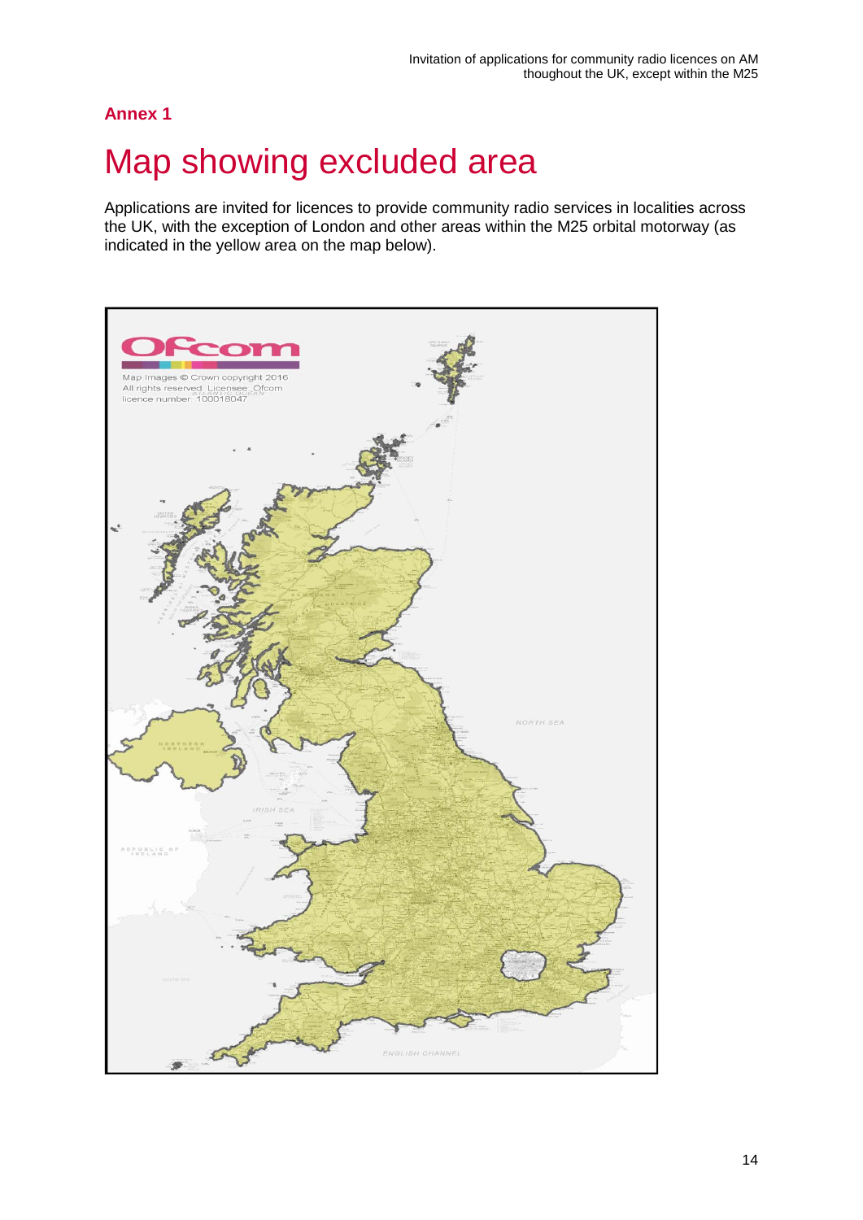## Annex 1

# Map showing excluded area

Applications are invited for licences to provide community radio services in localities across the UK, with the exception of London and other areas within the M25 orbital motorway (as indicated in the yellow area on the map below).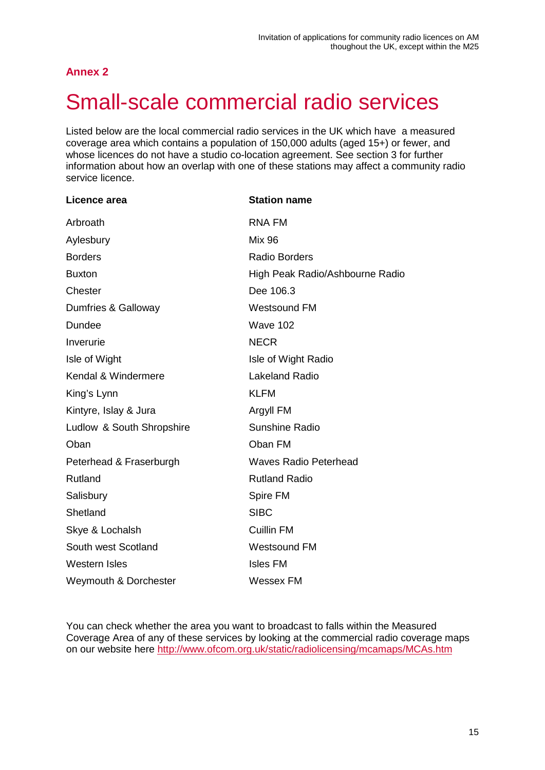**Annex 2**

# Small-scale commercial radio services

Listed below are the local commercial radio services in the UK which have a measured coverage area which contains a population of 150,000 adults (aged 15+) or fewer, and whose licences do not have a studio co-location agreement. See section 3 for further information about how an overlap with one of these stations may affect a community radio service licence.

| Licence area | Station name |
|---|---|
| Arbroath | RNA FM |
| Aylesbury | Mix 96 |
| Borders | Radio Borders |
| Buxton | High Peak Radio/Ashbourne Radio |
| Chester | Dee 106.3 |
| Dumfries & Galloway | Westsound FM |
| Dundee | Wave 102 |
| Inverurie | NECR |
| Isle of Wight | Isle of Wight Radio |
| Kendal & Windermere | Lakeland Radio |
| King's Lynn | KLFM |
| Kintyre, Islay & Jura | Argyll FM |
| Ludlow & South Shropshire | Sunshine Radio |
| Oban | Oban FM |
| Peterhead & Fraserburgh | Waves Radio Peterhead |
| Rutland | Rutland Radio |
| Salisbury | Spire FM |
| Shetland | SIBC |
| Skye & Lochalsh | Cuillin FM |
| South west Scotland | Westsound FM |
| Western Isles | Isles FM |
| Weymouth & Dorchester | Wessex FM |

You can check whether the area you want to broadcast to falls within the Measured Coverage Area of any of these services by looking at the commercial radio coverage maps on our website here http://www.ofcom.org.uk/static/radiolicensing/mcamaps/MCAs.htm